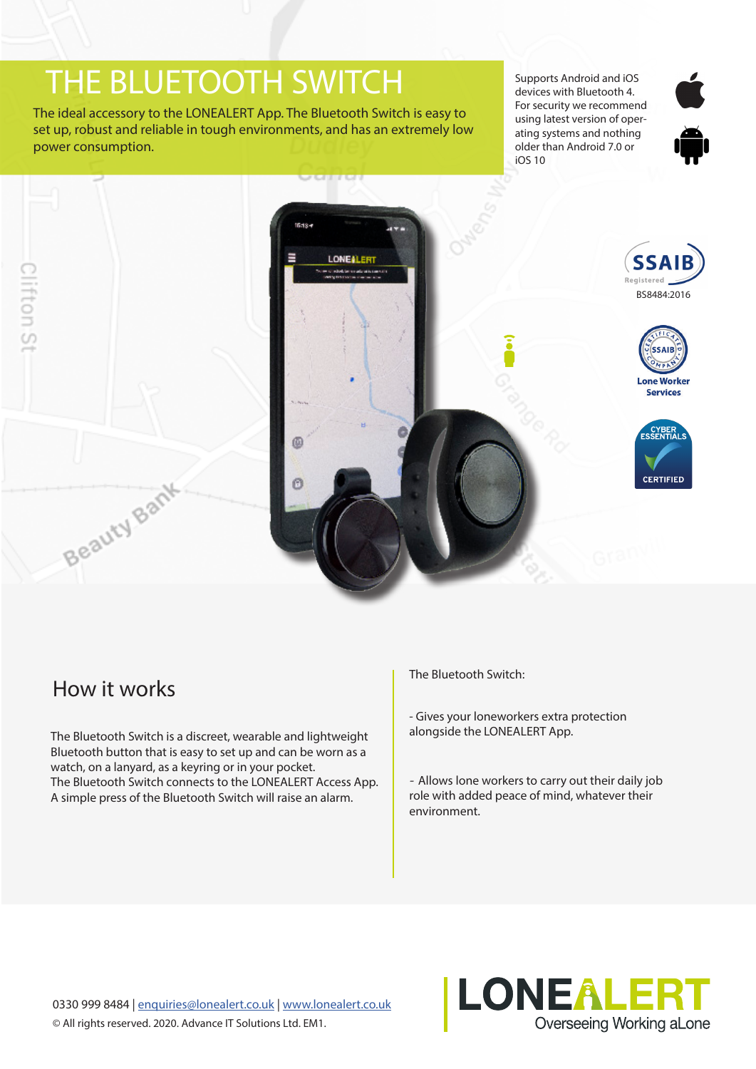# THE BLUETOOTH SWITCH

The ideal accessory to the LONEALERT App. The Bluetooth Switch is easy to set up, robust and reliable in tough environments, and has an extremely low power consumption.

Supports Android and iOS devices with Bluetooth 4. For security we recommend using latest version of operating systems and nothing older than Android 7.0 or iOS 10

SSAIB Registered BS8484:2016

Lone Worker Services

CYBER ESSENTIALS CERTIFIED

## How it works

The Bluetooth Switch is a discreet, wearable and lightweight Bluetooth button that is easy to set up and can be worn as a watch, on a lanyard, as a keyring or in your pocket.
The Bluetooth Switch connects to the LONEALERT Access App.
A simple press of the Bluetooth Switch will raise an alarm.

The Bluetooth Switch:

- Gives your loneworkers extra protection alongside the LONEALERT App.

- Allows lone workers to carry out their daily job role with added peace of mind, whatever their environment.

0330 999 8484 | enquiries@lonealert.co.uk | www.lonealert.co.uk

© All rights reserved. 2020. Advance IT Solutions Ltd. EM1.

LONEALERT
Overseeing Working aLone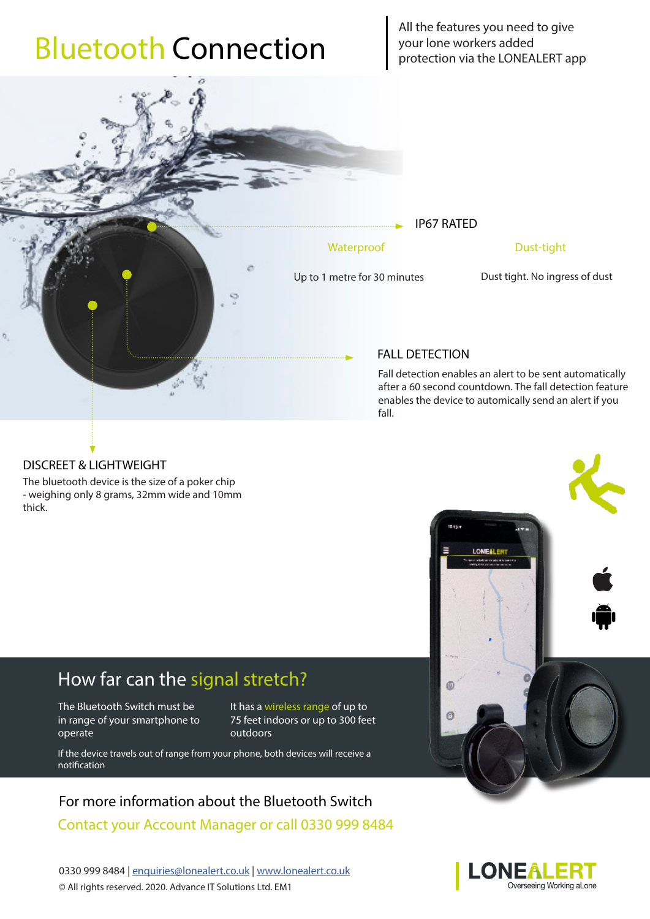# Bluetooth Connection

All the features you need to give your lone workers added protection via the LONEALERT app

## IP67 RATED

**Waterproof**

Up to 1 metre for 30 minutes

**Dust-tight**

Dust tight. No ingress of dust

## FALL DETECTION

Fall detection enables an alert to be sent automatically after a 60 second countdown. The fall detection feature enables the device to automically send an alert if you fall.

## DISCREET & LIGHTWEIGHT

The bluetooth device is the size of a poker chip - weighing only 8 grams, 32mm wide and 10mm thick.

## How far can the signal stretch?

The Bluetooth Switch must be in range of your smartphone to operate

It has a wireless range of up to 75 feet indoors or up to 300 feet outdoors

If the device travels out of range from your phone, both devices will receive a notification

## For more information about the Bluetooth Switch

Contact your Account Manager or call 0330 999 8484

0330 999 8484 | enquiries@lonealert.co.uk | www.lonealert.co.uk

© All rights reserved. 2020. Advance IT Solutions Ltd. EM1

LONEALERT
Overseeing Working aLone